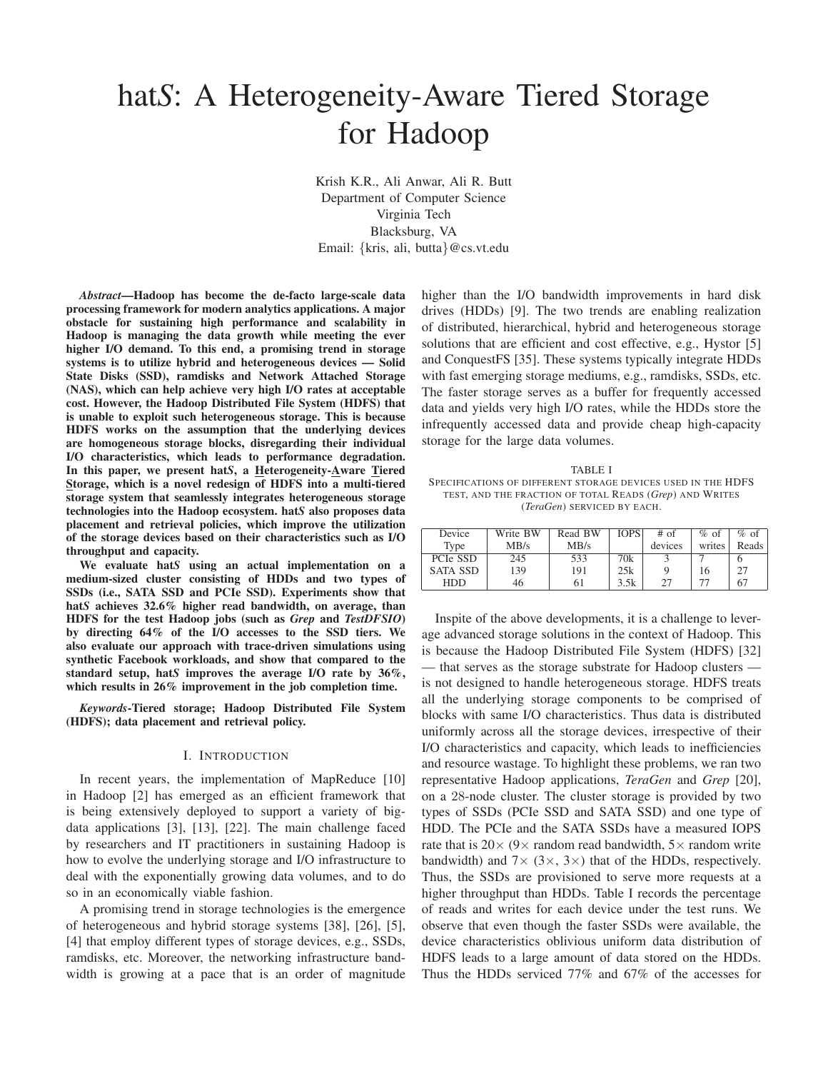# hat*S*: A Heterogeneity-Aware Tiered Storage for Hadoop

Krish K.R., Ali Anwar, Ali R. Butt
Department of Computer Science
Virginia Tech
Blacksburg, VA
Email: {kris, ali, butta}@cs.vt.edu

***Abstract*—Hadoop has become the de-facto large-scale data processing framework for modern analytics applications. A major obstacle for sustaining high performance and scalability in Hadoop is managing the data growth while meeting the ever higher I/O demand. To this end, a promising trend in storage systems is to utilize hybrid and heterogeneous devices — Solid State Disks (SSD), ramdisks and Network Attached Storage (NAS), which can help achieve very high I/O rates at acceptable cost. However, the Hadoop Distributed File System (HDFS) that is unable to exploit such heterogeneous storage. This is because HDFS works on the assumption that the underlying devices are homogeneous storage blocks, disregarding their individual I/O characteristics, which leads to performance degradation. In this paper, we present hat*S*, a Heterogeneity-Aware Tiered Storage, which is a novel redesign of HDFS into a multi-tiered storage system that seamlessly integrates heterogeneous storage technologies into the Hadoop ecosystem. hat*S* also proposes data placement and retrieval policies, which improve the utilization of the storage devices based on their characteristics such as I/O throughput and capacity.**

**We evaluate hat*S* using an actual implementation on a medium-sized cluster consisting of HDDs and two types of SSDs (i.e., SATA SSD and PCIe SSD). Experiments show that hat*S* achieves 32.6% higher read bandwidth, on average, than HDFS for the test Hadoop jobs (such as *Grep* and *TestDFSIO*) by directing 64% of the I/O accesses to the SSD tiers. We also evaluate our approach with trace-driven simulations using synthetic Facebook workloads, and show that compared to the standard setup, hat*S* improves the average I/O rate by 36%, which results in 26% improvement in the job completion time.**

***Keywords*-Tiered storage; Hadoop Distributed File System (HDFS); data placement and retrieval policy.**

## I. Introduction

In recent years, the implementation of MapReduce [10] in Hadoop [2] has emerged as an efficient framework that is being extensively deployed to support a variety of big-data applications [3], [13], [22]. The main challenge faced by researchers and IT practitioners in sustaining Hadoop is how to evolve the underlying storage and I/O infrastructure to deal with the exponentially growing data volumes, and to do so in an economically viable fashion.

A promising trend in storage technologies is the emergence of heterogeneous and hybrid storage systems [38], [26], [5], [4] that employ different types of storage devices, e.g., SSDs, ramdisks, etc. Moreover, the networking infrastructure bandwidth is growing at a pace that is an order of magnitude higher than the I/O bandwidth improvements in hard disk drives (HDDs) [9]. The two trends are enabling realization of distributed, hierarchical, hybrid and heterogeneous storage solutions that are efficient and cost effective, e.g., Hystor [5] and ConquestFS [35]. These systems typically integrate HDDs with fast emerging storage mediums, e.g., ramdisks, SSDs, etc. The faster storage serves as a buffer for frequently accessed data and yields very high I/O rates, while the HDDs store the infrequently accessed data and provide cheap high-capacity storage for the large data volumes.

TABLE I
Specifications of different storage devices used in the HDFS test, and the fraction of total Reads (*Grep*) and Writes (*TeraGen*) serviced by each.

| Device Type | Write BW MB/s | Read BW MB/s | IOPS | # of devices | % of writes | % of Reads |
|---|---|---|---|---|---|---|
| PCIe SSD | 245 | 533 | 70k | 3 | 7 | 6 |
| SATA SSD | 139 | 191 | 25k | 9 | 16 | 27 |
| HDD | 46 | 61 | 3.5k | 27 | 77 | 67 |

Inspite of the above developments, it is a challenge to leverage advanced storage solutions in the context of Hadoop. This is because the Hadoop Distributed File System (HDFS) [32] — that serves as the storage substrate for Hadoop clusters — is not designed to handle heterogeneous storage. HDFS treats all the underlying storage components to be comprised of blocks with same I/O characteristics. Thus data is distributed uniformly across all the storage devices, irrespective of their I/O characteristics and capacity, which leads to inefficiencies and resource wastage. To highlight these problems, we ran two representative Hadoop applications, *TeraGen* and *Grep* [20], on a 28-node cluster. The cluster storage is provided by two types of SSDs (PCIe SSD and SATA SSD) and one type of HDD. The PCIe and the SATA SSDs have a measured IOPS rate that is 20× (9× random read bandwidth, 5× random write bandwidth) and 7× (3×, 3×) that of the HDDs, respectively. Thus, the SSDs are provisioned to serve more requests at a higher throughput than HDDs. Table I records the percentage of reads and writes for each device under the test runs. We observe that even though the faster SSDs were available, the device characteristics oblivious uniform data distribution of HDFS leads to a large amount of data stored on the HDDs. Thus the HDDs serviced 77% and 67% of the accesses for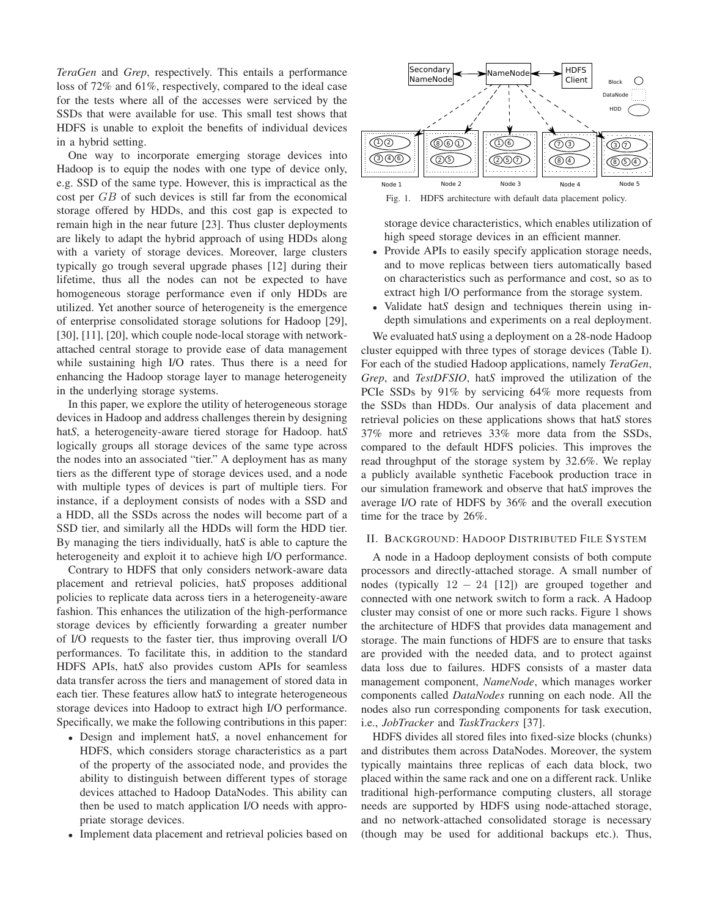*TeraGen* and *Grep*, respectively. This entails a performance loss of 72% and 61%, respectively, compared to the ideal case for the tests where all of the accesses were serviced by the SSDs that were available for use. This small test shows that HDFS is unable to exploit the benefits of individual devices in a hybrid setting.

One way to incorporate emerging storage devices into Hadoop is to equip the nodes with one type of device only, e.g. SSD of the same type. However, this is impractical as the cost per $GB$ of such devices is still far from the economical storage offered by HDDs, and this cost gap is expected to remain high in the near future [23]. Thus cluster deployments are likely to adapt the hybrid approach of using HDDs along with a variety of storage devices. Moreover, large clusters typically go trough several upgrade phases [12] during their lifetime, thus all the nodes can not be expected to have homogeneous storage performance even if only HDDs are utilized. Yet another source of heterogeneity is the emergence of enterprise consolidated storage solutions for Hadoop [29], [30], [11], [20], which couple node-local storage with network-attached central storage to provide ease of data management while sustaining high I/O rates. Thus there is a need for enhancing the Hadoop storage layer to manage heterogeneity in the underlying storage systems.

In this paper, we explore the utility of heterogeneous storage devices in Hadoop and address challenges therein by designing hat*S*, a heterogeneity-aware tiered storage for Hadoop. hat*S* logically groups all storage devices of the same type across the nodes into an associated "tier." A deployment has as many tiers as the different type of storage devices used, and a node with multiple types of devices is part of multiple tiers. For instance, if a deployment consists of nodes with a SSD and a HDD, all the SSDs across the nodes will become part of a SSD tier, and similarly all the HDDs will form the HDD tier. By managing the tiers individually, hat*S* is able to capture the heterogeneity and exploit it to achieve high I/O performance.

Contrary to HDFS that only considers network-aware data placement and retrieval policies, hat*S* proposes additional policies to replicate data across tiers in a heterogeneity-aware fashion. This enhances the utilization of the high-performance storage devices by efficiently forwarding a greater number of I/O requests to the faster tier, thus improving overall I/O performances. To facilitate this, in addition to the standard HDFS APIs, hat*S* also provides custom APIs for seamless data transfer across the tiers and management of stored data in each tier. These features allow hat*S* to integrate heterogeneous storage devices into Hadoop to extract high I/O performance. Specifically, we make the following contributions in this paper:

- Design and implement hat*S*, a novel enhancement for HDFS, which considers storage characteristics as a part of the property of the associated node, and provides the ability to distinguish between different types of storage devices attached to Hadoop DataNodes. This ability can then be used to match application I/O needs with appropriate storage devices.
- Implement data placement and retrieval policies based on storage device characteristics, which enables utilization of high speed storage devices in an efficient manner.
- Provide APIs to easily specify application storage needs, and to move replicas between tiers automatically based on characteristics such as performance and cost, so as to extract high I/O performance from the storage system.
- Validate hat*S* design and techniques therein using in-depth simulations and experiments on a real deployment.

Fig. 1. HDFS architecture with default data placement policy.

We evaluated hat*S* using a deployment on a 28-node Hadoop cluster equipped with three types of storage devices (Table I). For each of the studied Hadoop applications, namely *TeraGen*, *Grep*, and *TestDFSIO*, hat*S* improved the utilization of the PCIe SSDs by 91% by servicing 64% more requests from the SSDs than HDDs. Our analysis of data placement and retrieval policies on these applications shows that hat*S* stores 37% more and retrieves 33% more data from the SSDs, compared to the default HDFS policies. This improves the read throughput of the storage system by 32.6%. We replay a publicly available synthetic Facebook production trace in our simulation framework and observe that hat*S* improves the average I/O rate of HDFS by 36% and the overall execution time for the trace by 26%.

## II. Background: Hadoop Distributed File System

A node in a Hadoop deployment consists of both compute processors and directly-attached storage. A small number of nodes (typically $12-24$ [12]) are grouped together and connected with one network switch to form a rack. A Hadoop cluster may consist of one or more such racks. Figure 1 shows the architecture of HDFS that provides data management and storage. The main functions of HDFS are to ensure that tasks are provided with the needed data, and to protect against data loss due to failures. HDFS consists of a master data management component, *NameNode*, which manages worker components called *DataNodes* running on each node. All the nodes also run corresponding components for task execution, i.e., *JobTracker* and *TaskTrackers* [37].

HDFS divides all stored files into fixed-size blocks (chunks) and distributes them across DataNodes. Moreover, the system typically maintains three replicas of each data block, two placed within the same rack and one on a different rack. Unlike traditional high-performance computing clusters, all storage needs are supported by HDFS using node-attached storage, and no network-attached consolidated storage is necessary (though may be used for additional backups etc.). Thus,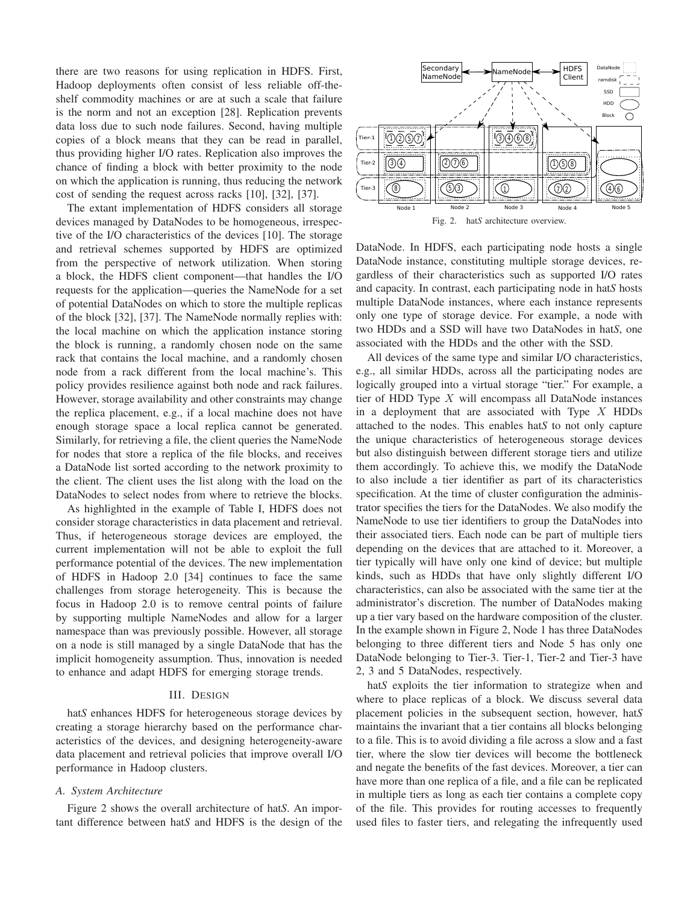there are two reasons for using replication in HDFS. First, Hadoop deployments often consist of less reliable off-the-shelf commodity machines or are at such a scale that failure is the norm and not an exception [28]. Replication prevents data loss due to such node failures. Second, having multiple copies of a block means that they can be read in parallel, thus providing higher I/O rates. Replication also improves the chance of finding a block with better proximity to the node on which the application is running, thus reducing the network cost of sending the request across racks [10], [32], [37].

The extant implementation of HDFS considers all storage devices managed by DataNodes to be homogeneous, irrespective of the I/O characteristics of the devices [10]. The storage and retrieval schemes supported by HDFS are optimized from the perspective of network utilization. When storing a block, the HDFS client component—that handles the I/O requests for the application—queries the NameNode for a set of potential DataNodes on which to store the multiple replicas of the block [32], [37]. The NameNode normally replies with: the local machine on which the application instance storing the block is running, a randomly chosen node on the same rack that contains the local machine, and a randomly chosen node from a rack different from the local machine's. This policy provides resilience against both node and rack failures. However, storage availability and other constraints may change the replica placement, e.g., if a local machine does not have enough storage space a local replica cannot be generated. Similarly, for retrieving a file, the client queries the NameNode for nodes that store a replica of the file blocks, and receives a DataNode list sorted according to the network proximity to the client. The client uses the list along with the load on the DataNodes to select nodes from where to retrieve the blocks.

As highlighted in the example of Table I, HDFS does not consider storage characteristics in data placement and retrieval. Thus, if heterogeneous storage devices are employed, the current implementation will not be able to exploit the full performance potential of the devices. The new implementation of HDFS in Hadoop 2.0 [34] continues to face the same challenges from storage heterogeneity. This is because the focus in Hadoop 2.0 is to remove central points of failure by supporting multiple NameNodes and allow for a larger namespace than was previously possible. However, all storage on a node is still managed by a single DataNode that has the implicit homogeneity assumption. Thus, innovation is needed to enhance and adapt HDFS for emerging storage trends.

## III. Design

hat*S* enhances HDFS for heterogeneous storage devices by creating a storage hierarchy based on the performance characteristics of the devices, and designing heterogeneity-aware data placement and retrieval policies that improve overall I/O performance in Hadoop clusters.

### A. System Architecture

Figure 2 shows the overall architecture of hat*S*. An important difference between hat*S* and HDFS is the design of the DataNode. In HDFS, each participating node hosts a single DataNode instance, constituting multiple storage devices, regardless of their characteristics such as supported I/O rates and capacity. In contrast, each participating node in hat*S* hosts multiple DataNode instances, where each instance represents only one type of storage device. For example, a node with two HDDs and a SSD will have two DataNodes in hat*S*, one associated with the HDDs and the other with the SSD.

Secondary NameNode
NameNode
HDFS Client
DataNode
ramdisk
SSD
HDD
Block
Tier-1
Tier-2
Tier-3
Node 1
Node 2
Node 3
Node 4
Node 5

Fig. 2. hat*S* architecture overview.

All devices of the same type and similar I/O characteristics, e.g., all similar HDDs, across all the participating nodes are logically grouped into a virtual storage "tier." For example, a tier of HDD Type $X$ will encompass all DataNode instances in a deployment that are associated with Type $X$ HDDs attached to the nodes. This enables hat*S* to not only capture the unique characteristics of heterogeneous storage devices but also distinguish between different storage tiers and utilize them accordingly. To achieve this, we modify the DataNode to also include a tier identifier as part of its characteristics specification. At the time of cluster configuration the administrator specifies the tiers for the DataNodes. We also modify the NameNode to use tier identifiers to group the DataNodes into their associated tiers. Each node can be part of multiple tiers depending on the devices that are attached to it. Moreover, a tier typically will have only one kind of device; but multiple kinds, such as HDDs that have only slightly different I/O characteristics, can also be associated with the same tier at the administrator's discretion. The number of DataNodes making up a tier vary based on the hardware composition of the cluster. In the example shown in Figure 2, Node 1 has three DataNodes belonging to three different tiers and Node 5 has only one DataNode belonging to Tier-3. Tier-1, Tier-2 and Tier-3 have 2, 3 and 5 DataNodes, respectively.

hat*S* exploits the tier information to strategize when and where to place replicas of a block. We discuss several data placement policies in the subsequent section, however, hat*S* maintains the invariant that a tier contains all blocks belonging to a file. This is to avoid dividing a file across a slow and a fast tier, where the slow tier devices will become the bottleneck and negate the benefits of the fast devices. Moreover, a tier can have more than one replica of a file, and a file can be replicated in multiple tiers as long as each tier contains a complete copy of the file. This provides for routing accesses to frequently used files to faster tiers, and relegating the infrequently used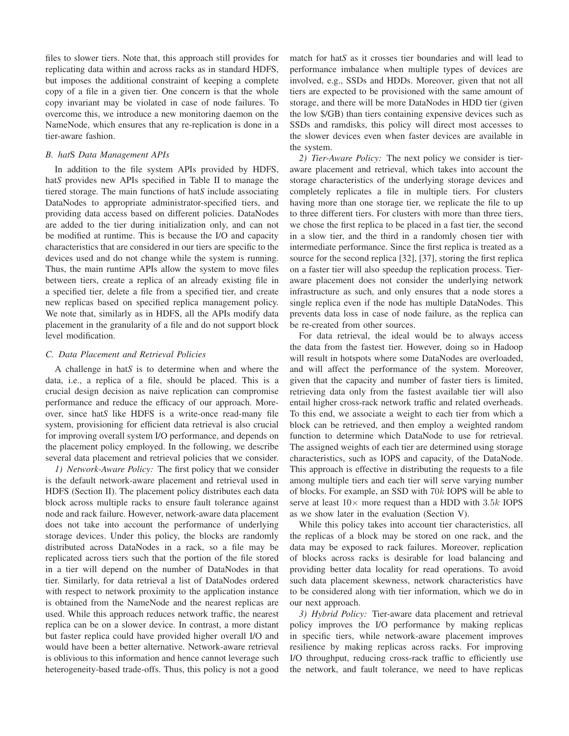files to slower tiers. Note that, this approach still provides for replicating data within and across racks as in standard HDFS, but imposes the additional constraint of keeping a complete copy of a file in a given tier. One concern is that the whole copy invariant may be violated in case of node failures. To overcome this, we introduce a new monitoring daemon on the NameNode, which ensures that any re-replication is done in a tier-aware fashion.

### B. *hatS* Data Management APIs

In addition to the file system APIs provided by HDFS, hat*S* provides new APIs specified in Table II to manage the tiered storage. The main functions of hat*S* include associating DataNodes to appropriate administrator-specified tiers, and providing data access based on different policies. DataNodes are added to the tier during initialization only, and can not be modified at runtime. This is because the I/O and capacity characteristics that are considered in our tiers are specific to the devices used and do not change while the system is running. Thus, the main runtime APIs allow the system to move files between tiers, create a replica of an already existing file in a specified tier, delete a file from a specified tier, and create new replicas based on specified replica management policy. We note that, similarly as in HDFS, all the APIs modify data placement in the granularity of a file and do not support block level modification.

### C. Data Placement and Retrieval Policies

A challenge in hat*S* is to determine when and where the data, i.e., a replica of a file, should be placed. This is a crucial design decision as naive replication can compromise performance and reduce the efficacy of our approach. Moreover, since hat*S* like HDFS is a write-once read-many file system, provisioning for efficient data retrieval is also crucial for improving overall system I/O performance, and depends on the placement policy employed. In the following, we describe several data placement and retrieval policies that we consider.

*1) Network-Aware Policy:* The first policy that we consider is the default network-aware placement and retrieval used in HDFS (Section II). The placement policy distributes each data block across multiple racks to ensure fault tolerance against node and rack failure. However, network-aware data placement does not take into account the performance of underlying storage devices. Under this policy, the blocks are randomly distributed across DataNodes in a rack, so a file may be replicated across tiers such that the portion of the file stored in a tier will depend on the number of DataNodes in that tier. Similarly, for data retrieval a list of DataNodes ordered with respect to network proximity to the application instance is obtained from the NameNode and the nearest replicas are used. While this approach reduces network traffic, the nearest replica can be on a slower device. In contrast, a more distant but faster replica could have provided higher overall I/O and would have been a better alternative. Network-aware retrieval is oblivious to this information and hence cannot leverage such heterogeneity-based trade-offs. Thus, this policy is not a good match for hat*S* as it crosses tier boundaries and will lead to performance imbalance when multiple types of devices are involved, e.g., SSDs and HDDs. Moreover, given that not all tiers are expected to be provisioned with the same amount of storage, and there will be more DataNodes in HDD tier (given the low $/GB) than tiers containing expensive devices such as SSDs and ramdisks, this policy will direct most accesses to the slower devices even when faster devices are available in the system.

*2) Tier-Aware Policy:* The next policy we consider is tier-aware placement and retrieval, which takes into account the storage characteristics of the underlying storage devices and completely replicates a file in multiple tiers. For clusters having more than one storage tier, we replicate the file to up to three different tiers. For clusters with more than three tiers, we chose the first replica to be placed in a fast tier, the second in a slow tier, and the third in a randomly chosen tier with intermediate performance. Since the first replica is treated as a source for the second replica [32], [37], storing the first replica on a faster tier will also speedup the replication process. Tier-aware placement does not consider the underlying network infrastructure as such, and only ensures that a node stores a single replica even if the node has multiple DataNodes. This prevents data loss in case of node failure, as the replica can be re-created from other sources.

For data retrieval, the ideal would be to always access the data from the fastest tier. However, doing so in Hadoop will result in hotspots where some DataNodes are overloaded, and will affect the performance of the system. Moreover, given that the capacity and number of faster tiers is limited, retrieving data only from the fastest available tier will also entail higher cross-rack network traffic and related overheads. To this end, we associate a weight to each tier from which a block can be retrieved, and then employ a weighted random function to determine which DataNode to use for retrieval. The assigned weights of each tier are determined using storage characteristics, such as IOPS and capacity, of the DataNode. This approach is effective in distributing the requests to a file among multiple tiers and each tier will serve varying number of blocks. For example, an SSD with $70k$ IOPS will be able to serve at least $10\times$ more request than a HDD with $3.5k$ IOPS as we show later in the evaluation (Section V).

While this policy takes into account tier characteristics, all the replicas of a block may be stored on one rack, and the data may be exposed to rack failures. Moreover, replication of blocks across racks is desirable for load balancing and providing better data locality for read operations. To avoid such data placement skewness, network characteristics have to be considered along with tier information, which we do in our next approach.

*3) Hybrid Policy:* Tier-aware data placement and retrieval policy improves the I/O performance by making replicas in specific tiers, while network-aware placement improves resilience by making replicas across racks. For improving I/O throughput, reducing cross-rack traffic to efficiently use the network, and fault tolerance, we need to have replicas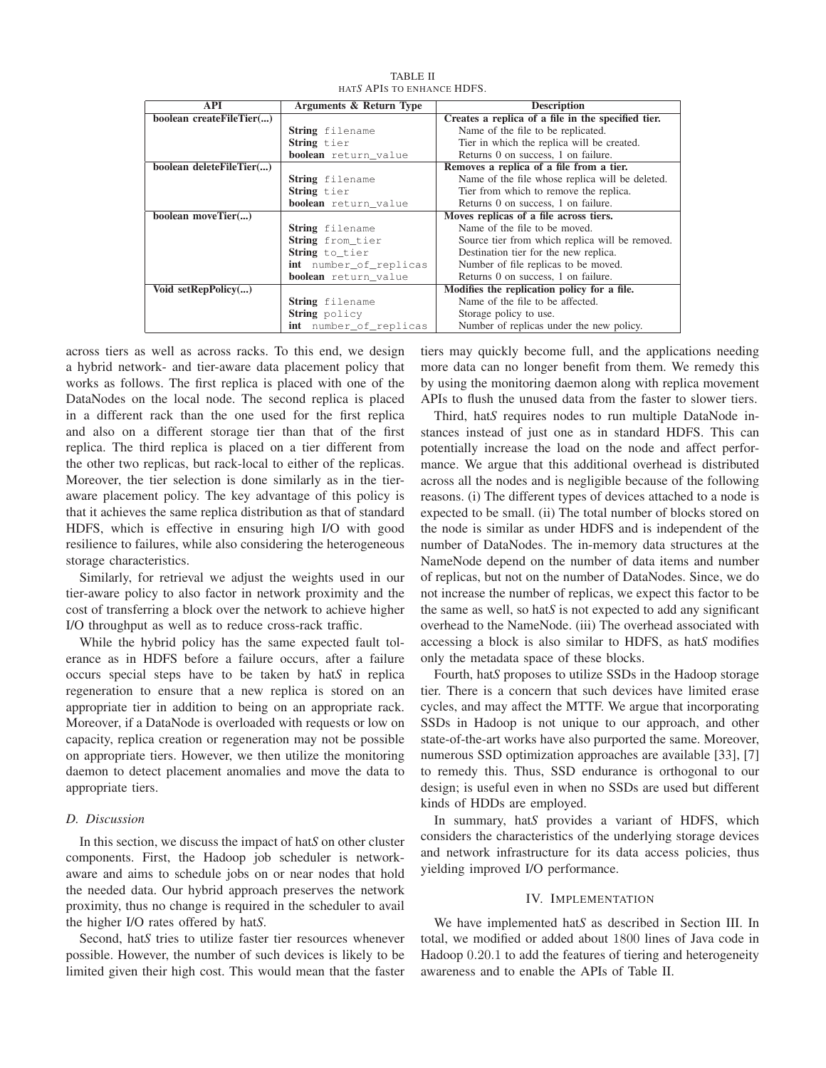TABLE II
HAT*S* APIS TO ENHANCE HDFS.

| API | Arguments & Return Type | Description |
|---|---|---|
| **boolean createFileTier(...)** | | **Creates a replica of a file in the specified tier.** |
| | **String** filename | Name of the file to be replicated. |
| | **String** tier | Tier in which the replica will be created. |
| | **boolean** return_value | Returns 0 on success, 1 on failure. |
| **boolean deleteFileTier(...)** | | **Removes a replica of a file from a tier.** |
| | **String** filename | Name of the file whose replica will be deleted. |
| | **String** tier | Tier from which to remove the replica. |
| | **boolean** return_value | Returns 0 on success, 1 on failure. |
| **boolean moveTier(...)** | | **Moves replicas of a file across tiers.** |
| | **String** filename | Name of the file to be moved. |
| | **String** from_tier | Source tier from which replica will be removed. |
| | **String** to_tier | Destination tier for the new replica. |
| | **int** number_of_replicas | Number of file replicas to be moved. |
| | **boolean** return_value | Returns 0 on success, 1 on failure. |
| **Void setRepPolicy(...)** | | **Modifies the replication policy for a file.** |
| | **String** filename | Name of the file to be affected. |
| | **String** policy | Storage policy to use. |
| | **int** number_of_replicas | Number of replicas under the new policy. |

across tiers as well as across racks. To this end, we design a hybrid network- and tier-aware data placement policy that works as follows. The first replica is placed with one of the DataNodes on the local node. The second replica is placed in a different rack than the one used for the first replica and also on a different storage tier than that of the first replica. The third replica is placed on a tier different from the other two replicas, but rack-local to either of the replicas. Moreover, the tier selection is done similarly as in the tier-aware placement policy. The key advantage of this policy is that it achieves the same replica distribution as that of standard HDFS, which is effective in ensuring high I/O with good resilience to failures, while also considering the heterogeneous storage characteristics.

Similarly, for retrieval we adjust the weights used in our tier-aware policy to also factor in network proximity and the cost of transferring a block over the network to achieve higher I/O throughput as well as to reduce cross-rack traffic.

While the hybrid policy has the same expected fault tolerance as in HDFS before a failure occurs, after a failure occurs special steps have to be taken by hat*S* in replica regeneration to ensure that a new replica is stored on an appropriate tier in addition to being on an appropriate rack. Moreover, if a DataNode is overloaded with requests or low on capacity, replica creation or regeneration may not be possible on appropriate tiers. However, we then utilize the monitoring daemon to detect placement anomalies and move the data to appropriate tiers.

### *D. Discussion*

In this section, we discuss the impact of hat*S* on other cluster components. First, the Hadoop job scheduler is network-aware and aims to schedule jobs on or near nodes that hold the needed data. Our hybrid approach preserves the network proximity, thus no change is required in the scheduler to avail the higher I/O rates offered by hat*S*.

Second, hat*S* tries to utilize faster tier resources whenever possible. However, the number of such devices is likely to be limited given their high cost. This would mean that the faster tiers may quickly become full, and the applications needing more data can no longer benefit from them. We remedy this by using the monitoring daemon along with replica movement APIs to flush the unused data from the faster to slower tiers.

Third, hat*S* requires nodes to run multiple DataNode instances instead of just one as in standard HDFS. This can potentially increase the load on the node and affect performance. We argue that this additional overhead is distributed across all the nodes and is negligible because of the following reasons. (i) The different types of devices attached to a node is expected to be small. (ii) The total number of blocks stored on the node is similar as under HDFS and is independent of the number of DataNodes. The in-memory data structures at the NameNode depend on the number of data items and number of replicas, but not on the number of DataNodes. Since, we do not increase the number of replicas, we expect this factor to be the same as well, so hat*S* is not expected to add any significant overhead to the NameNode. (iii) The overhead associated with accessing a block is also similar to HDFS, as hat*S* modifies only the metadata space of these blocks.

Fourth, hat*S* proposes to utilize SSDs in the Hadoop storage tier. There is a concern that such devices have limited erase cycles, and may affect the MTTF. We argue that incorporating SSDs in Hadoop is not unique to our approach, and other state-of-the-art works have also purported the same. Moreover, numerous SSD optimization approaches are available [33], [7] to remedy this. Thus, SSD endurance is orthogonal to our design; is useful even in when no SSDs are used but different kinds of HDDs are employed.

In summary, hat*S* provides a variant of HDFS, which considers the characteristics of the underlying storage devices and network infrastructure for its data access policies, thus yielding improved I/O performance.

## IV. IMPLEMENTATION

We have implemented hat*S* as described in Section III. In total, we modified or added about 1800 lines of Java code in Hadoop 0.20.1 to add the features of tiering and heterogeneity awareness and to enable the APIs of Table II.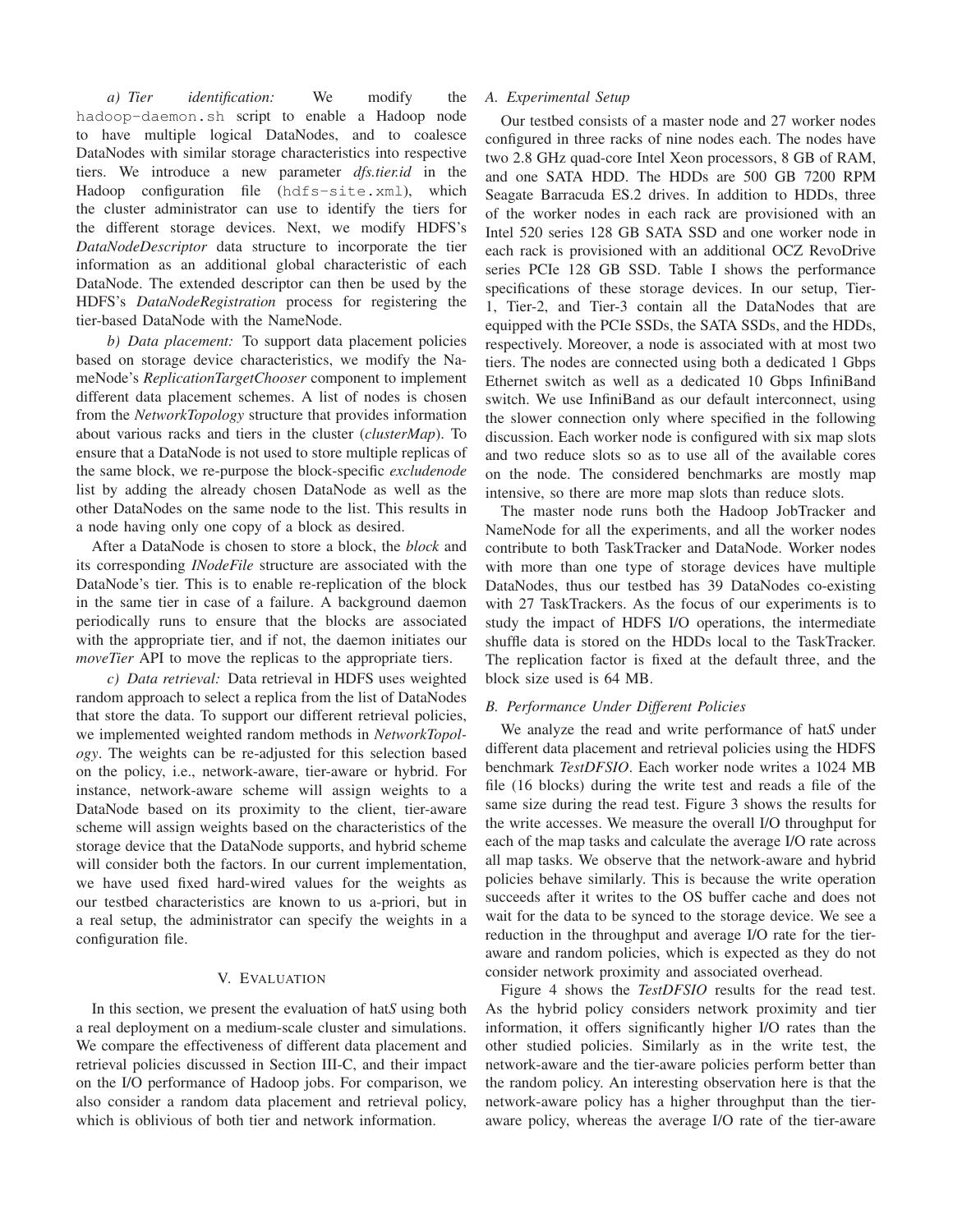*a) Tier identification:* We modify the `hadoop-daemon.sh` script to enable a Hadoop node to have multiple logical DataNodes, and to coalesce DataNodes with similar storage characteristics into respective tiers. We introduce a new parameter *dfs.tier.id* in the Hadoop configuration file (`hdfs-site.xml`), which the cluster administrator can use to identify the tiers for the different storage devices. Next, we modify HDFS's *DataNodeDescriptor* data structure to incorporate the tier information as an additional global characteristic of each DataNode. The extended descriptor can then be used by the HDFS's *DataNodeRegistration* process for registering the tier-based DataNode with the NameNode.

*b) Data placement:* To support data placement policies based on storage device characteristics, we modify the NameNode's *ReplicationTargetChooser* component to implement different data placement schemes. A list of nodes is chosen from the *NetworkTopology* structure that provides information about various racks and tiers in the cluster (*clusterMap*). To ensure that a DataNode is not used to store multiple replicas of the same block, we re-purpose the block-specific *excludenode* list by adding the already chosen DataNode as well as the other DataNodes on the same node to the list. This results in a node having only one copy of a block as desired.

After a DataNode is chosen to store a block, the *block* and its corresponding *INodeFile* structure are associated with the DataNode's tier. This is to enable re-replication of the block in the same tier in case of a failure. A background daemon periodically runs to ensure that the blocks are associated with the appropriate tier, and if not, the daemon initiates our *moveTier* API to move the replicas to the appropriate tiers.

*c) Data retrieval:* Data retrieval in HDFS uses weighted random approach to select a replica from the list of DataNodes that store the data. To support our different retrieval policies, we implemented weighted random methods in *NetworkTopology*. The weights can be re-adjusted for this selection based on the policy, i.e., network-aware, tier-aware or hybrid. For instance, network-aware scheme will assign weights to a DataNode based on its proximity to the client, tier-aware scheme will assign weights based on the characteristics of the storage device that the DataNode supports, and hybrid scheme will consider both the factors. In our current implementation, we have used fixed hard-wired values for the weights as our testbed characteristics are known to us a-priori, but in a real setup, the administrator can specify the weights in a configuration file.

## V. Evaluation

In this section, we present the evaluation of hat*S* using both a real deployment on a medium-scale cluster and simulations. We compare the effectiveness of different data placement and retrieval policies discussed in Section III-C, and their impact on the I/O performance of Hadoop jobs. For comparison, we also consider a random data placement and retrieval policy, which is oblivious of both tier and network information.

### A. Experimental Setup

Our testbed consists of a master node and 27 worker nodes configured in three racks of nine nodes each. The nodes have two 2.8 GHz quad-core Intel Xeon processors, 8 GB of RAM, and one SATA HDD. The HDDs are 500 GB 7200 RPM Seagate Barracuda ES.2 drives. In addition to HDDs, three of the worker nodes in each rack are provisioned with an Intel 520 series 128 GB SATA SSD and one worker node in each rack is provisioned with an additional OCZ RevoDrive series PCIe 128 GB SSD. Table I shows the performance specifications of these storage devices. In our setup, Tier-1, Tier-2, and Tier-3 contain all the DataNodes that are equipped with the PCIe SSDs, the SATA SSDs, and the HDDs, respectively. Moreover, a node is associated with at most two tiers. The nodes are connected using both a dedicated 1 Gbps Ethernet switch as well as a dedicated 10 Gbps InfiniBand switch. We use InfiniBand as our default interconnect, using the slower connection only where specified in the following discussion. Each worker node is configured with six map slots and two reduce slots so as to use all of the available cores on the node. The considered benchmarks are mostly map intensive, so there are more map slots than reduce slots.

The master node runs both the Hadoop JobTracker and NameNode for all the experiments, and all the worker nodes contribute to both TaskTracker and DataNode. Worker nodes with more than one type of storage devices have multiple DataNodes, thus our testbed has 39 DataNodes co-existing with 27 TaskTrackers. As the focus of our experiments is to study the impact of HDFS I/O operations, the intermediate shuffle data is stored on the HDDs local to the TaskTracker. The replication factor is fixed at the default three, and the block size used is 64 MB.

### B. Performance Under Different Policies

We analyze the read and write performance of hat*S* under different data placement and retrieval policies using the HDFS benchmark *TestDFSIO*. Each worker node writes a 1024 MB file (16 blocks) during the write test and reads a file of the same size during the read test. Figure 3 shows the results for the write accesses. We measure the overall I/O throughput for each of the map tasks and calculate the average I/O rate across all map tasks. We observe that the network-aware and hybrid policies behave similarly. This is because the write operation succeeds after it writes to the OS buffer cache and does not wait for the data to be synced to the storage device. We see a reduction in the throughput and average I/O rate for the tier-aware and random policies, which is expected as they do not consider network proximity and associated overhead.

Figure 4 shows the *TestDFSIO* results for the read test. As the hybrid policy considers network proximity and tier information, it offers significantly higher I/O rates than the other studied policies. Similarly as in the write test, the network-aware and the tier-aware policies perform better than the random policy. An interesting observation here is that the network-aware policy has a higher throughput than the tier-aware policy, whereas the average I/O rate of the tier-aware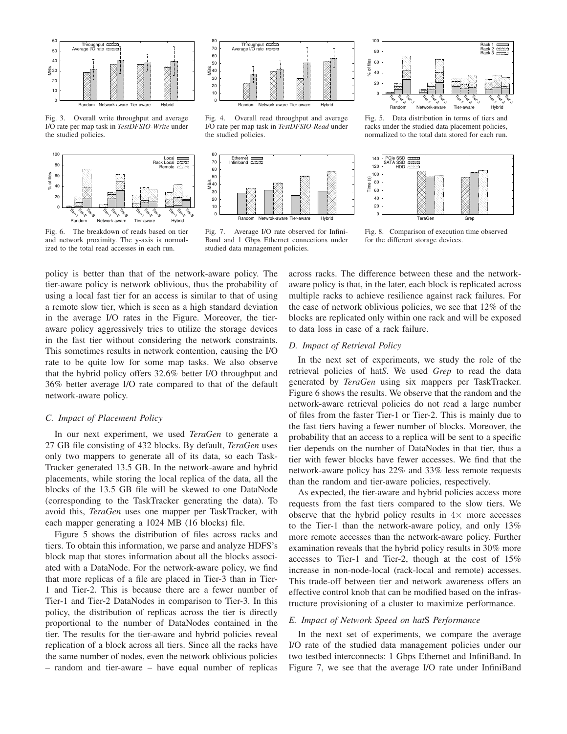Fig. 3. Overall write throughput and average I/O rate per map task in *TestDFSIO-Write* under the studied policies.

Fig. 4. Overall read throughput and average I/O rate per map task in *TestDFSIO-Read* under the studied policies.

Fig. 5. Data distribution in terms of tiers and racks under the studied data placement policies, normalized to the total data stored for each run.

Fig. 6. The breakdown of reads based on tier and network proximity. The y-axis is normalized to the total read accesses in each run.

Fig. 7. Average I/O rate observed for InfiniBand and 1 Gbps Ethernet connections under studied data management policies.

Fig. 8. Comparison of execution time observed for the different storage devices.

policy is better than that of the network-aware policy. The tier-aware policy is network oblivious, thus the probability of using a local fast tier for an access is similar to that of using a remote slow tier, which is seen as a high standard deviation in the average I/O rates in the Figure. Moreover, the tier-aware policy aggressively tries to utilize the storage devices in the fast tier without considering the network constraints. This sometimes results in network contention, causing the I/O rate to be quite low for some map tasks. We also observe that the hybrid policy offers 32.6% better I/O throughput and 36% better average I/O rate compared to that of the default network-aware policy.

### C. Impact of Placement Policy

In our next experiment, we used *TeraGen* to generate a 27 GB file consisting of 432 blocks. By default, *TeraGen* uses only two mappers to generate all of its data, so each TaskTracker generated 13.5 GB. In the network-aware and hybrid placements, while storing the local replica of the data, all the blocks of the 13.5 GB file will be skewed to one DataNode (corresponding to the TaskTracker generating the data). To avoid this, *TeraGen* uses one mapper per TaskTracker, with each mapper generating a 1024 MB (16 blocks) file.

Figure 5 shows the distribution of files across racks and tiers. To obtain this information, we parse and analyze HDFS's block map that stores information about all the blocks associated with a DataNode. For the network-aware policy, we find that more replicas of a file are placed in Tier-3 than in Tier-1 and Tier-2. This is because there are a fewer number of Tier-1 and Tier-2 DataNodes in comparison to Tier-3. In this policy, the distribution of replicas across the tier is directly proportional to the number of DataNodes contained in the tier. The results for the tier-aware and hybrid policies reveal replication of a block across all tiers. Since all the racks have the same number of nodes, even the network oblivious policies – random and tier-aware – have equal number of replicas across racks. The difference between these and the network-aware policy is that, in the later, each block is replicated across multiple racks to achieve resilience against rack failures. For the case of network oblivious policies, we see that 12% of the blocks are replicated only within one rack and will be exposed to data loss in case of a rack failure.

### D. Impact of Retrieval Policy

In the next set of experiments, we study the role of the retrieval policies of hat*S*. We used *Grep* to read the data generated by *TeraGen* using six mappers per TaskTracker. Figure 6 shows the results. We observe that the random and the network-aware retrieval policies do not read a large number of files from the faster Tier-1 or Tier-2. This is mainly due to the fast tiers having a fewer number of blocks. Moreover, the probability that an access to a replica will be sent to a specific tier depends on the number of DataNodes in that tier, thus a tier with fewer blocks have fewer accesses. We find that the network-aware policy has 22% and 33% less remote requests than the random and tier-aware policies, respectively.

As expected, the tier-aware and hybrid policies access more requests from the fast tiers compared to the slow tiers. We observe that the hybrid policy results in $4\times$ more accesses to the Tier-1 than the network-aware policy, and only 13% more remote accesses than the network-aware policy. Further examination reveals that the hybrid policy results in 30% more accesses to Tier-1 and Tier-2, though at the cost of 15% increase in non-node-local (rack-local and remote) accesses. This trade-off between tier and network awareness offers an effective control knob that can be modified based on the infrastructure provisioning of a cluster to maximize performance.

### E. Impact of Network Speed on hatS Performance

In the next set of experiments, we compare the average I/O rate of the studied data management policies under our two testbed interconnects: 1 Gbps Ethernet and InfiniBand. In Figure 7, we see that the average I/O rate under InfiniBand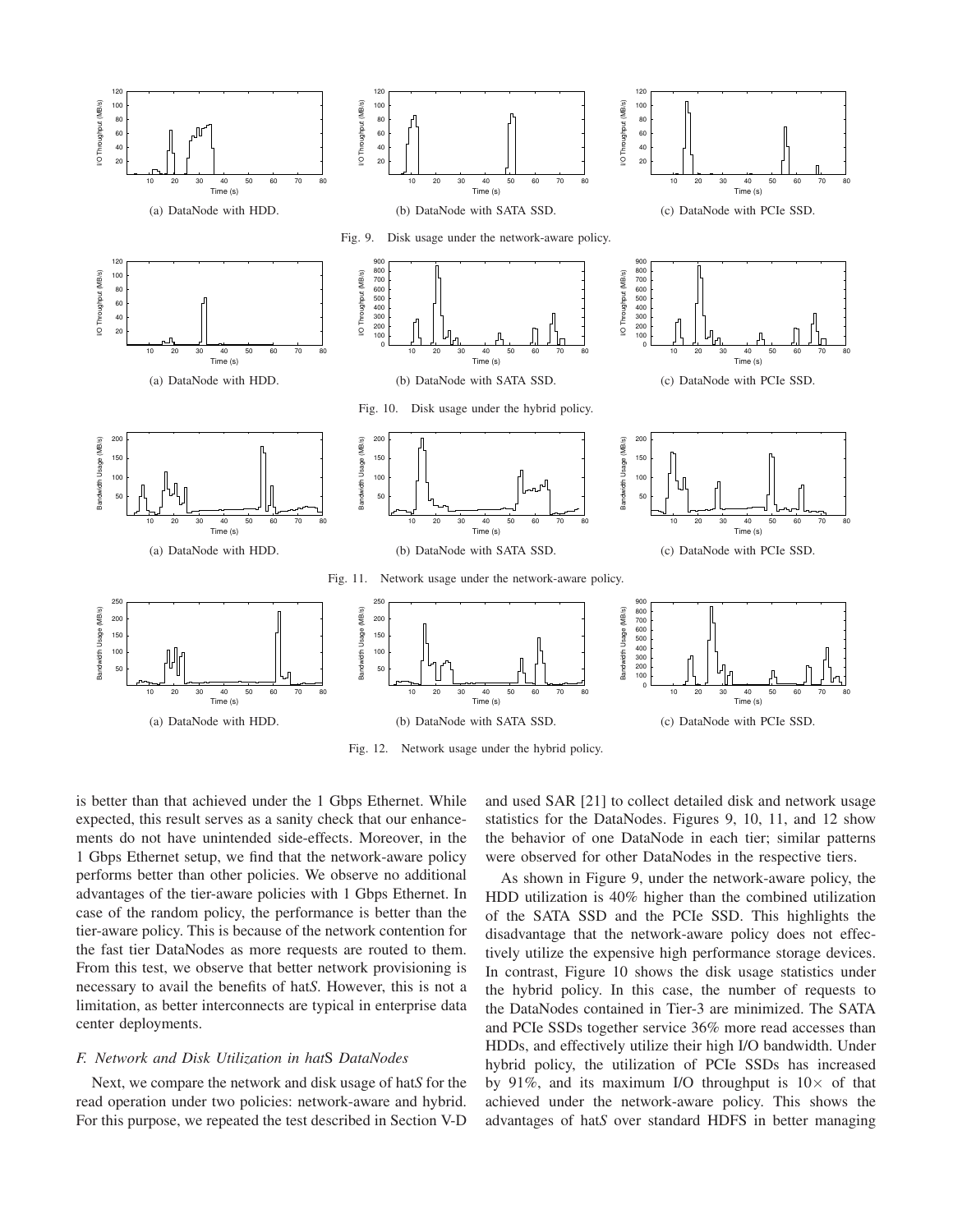(a) DataNode with HDD.

(b) DataNode with SATA SSD.

(c) DataNode with PCIe SSD.

Fig. 9. Disk usage under the network-aware policy.

(a) DataNode with HDD.

(b) DataNode with SATA SSD.

(c) DataNode with PCIe SSD.

Fig. 10. Disk usage under the hybrid policy.

(a) DataNode with HDD.

(b) DataNode with SATA SSD.

(c) DataNode with PCIe SSD.

Fig. 11. Network usage under the network-aware policy.

(a) DataNode with HDD.

(b) DataNode with SATA SSD.

(c) DataNode with PCIe SSD.

Fig. 12. Network usage under the hybrid policy.

is better than that achieved under the 1 Gbps Ethernet. While expected, this result serves as a sanity check that our enhancements do not have unintended side-effects. Moreover, in the 1 Gbps Ethernet setup, we find that the network-aware policy performs better than other policies. We observe no additional advantages of the tier-aware policies with 1 Gbps Ethernet. In case of the random policy, the performance is better than the tier-aware policy. This is because of the network contention for the fast tier DataNodes as more requests are routed to them. From this test, we observe that better network provisioning is necessary to avail the benefits of hat*S*. However, this is not a limitation, as better interconnects are typical in enterprise data center deployments.

### *F. Network and Disk Utilization in hat*S *DataNodes*

Next, we compare the network and disk usage of hat*S* for the read operation under two policies: network-aware and hybrid. For this purpose, we repeated the test described in Section V-D and used SAR [21] to collect detailed disk and network usage statistics for the DataNodes. Figures 9, 10, 11, and 12 show the behavior of one DataNode in each tier; similar patterns were observed for other DataNodes in the respective tiers.

As shown in Figure 9, under the network-aware policy, the HDD utilization is 40% higher than the combined utilization of the SATA SSD and the PCIe SSD. This highlights the disadvantage that the network-aware policy does not effectively utilize the expensive high performance storage devices. In contrast, Figure 10 shows the disk usage statistics under the hybrid policy. In this case, the number of requests to the DataNodes contained in Tier-3 are minimized. The SATA and PCIe SSDs together service 36% more read accesses than HDDs, and effectively utilize their high I/O bandwidth. Under hybrid policy, the utilization of PCIe SSDs has increased by 91%, and its maximum I/O throughput is $10\times$ of that achieved under the network-aware policy. This shows the advantages of hat*S* over standard HDFS in better managing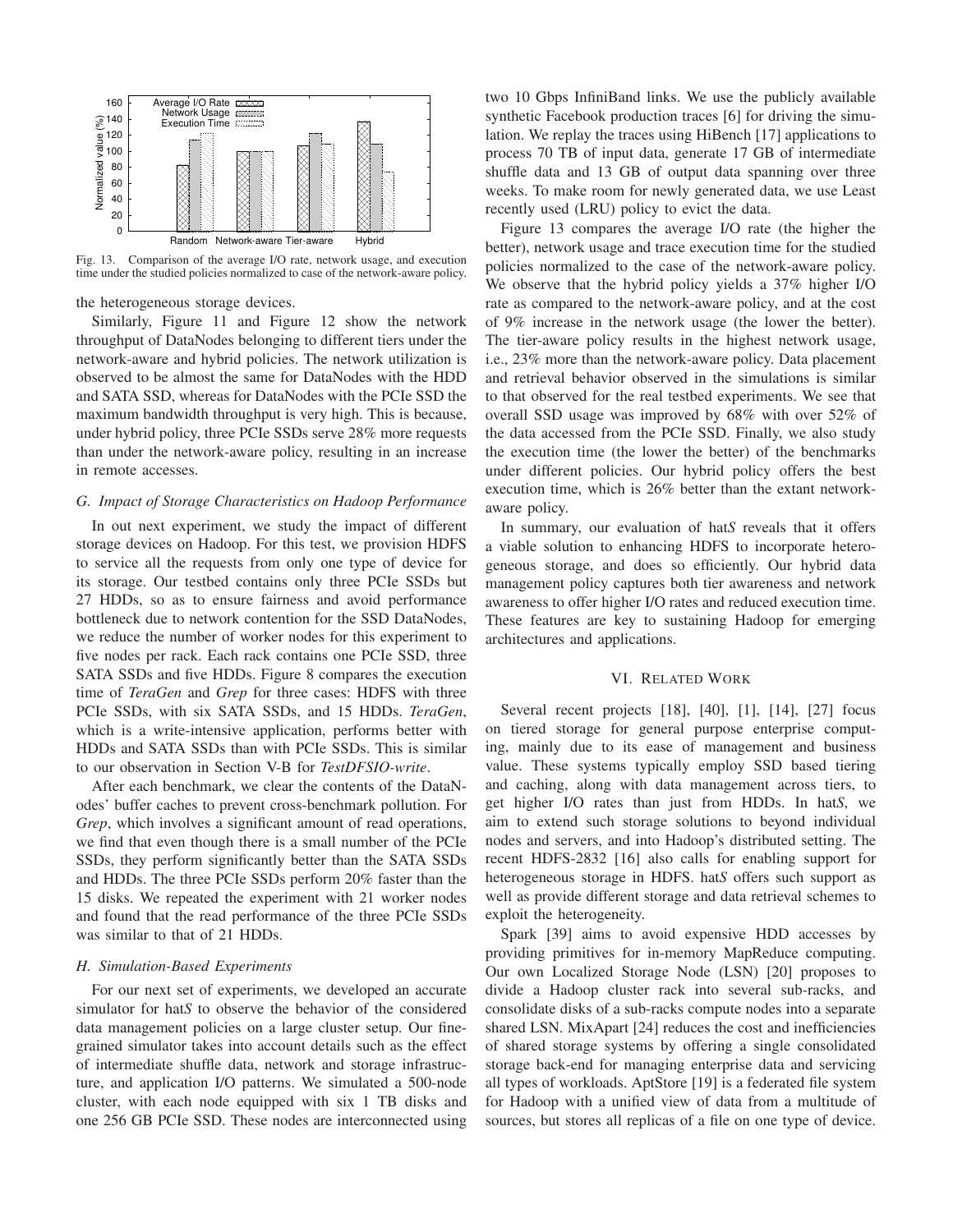Fig. 13. Comparison of the average I/O rate, network usage, and execution time under the studied policies normalized to case of the network-aware policy.

the heterogeneous storage devices.

Similarly, Figure 11 and Figure 12 show the network throughput of DataNodes belonging to different tiers under the network-aware and hybrid policies. The network utilization is observed to be almost the same for DataNodes with the HDD and SATA SSD, whereas for DataNodes with the PCIe SSD the maximum bandwidth throughput is very high. This is because, under hybrid policy, three PCIe SSDs serve 28% more requests than under the network-aware policy, resulting in an increase in remote accesses.

### G. Impact of Storage Characteristics on Hadoop Performance

In out next experiment, we study the impact of different storage devices on Hadoop. For this test, we provision HDFS to service all the requests from only one type of device for its storage. Our testbed contains only three PCIe SSDs but 27 HDDs, so as to ensure fairness and avoid performance bottleneck due to network contention for the SSD DataNodes, we reduce the number of worker nodes for this experiment to five nodes per rack. Each rack contains one PCIe SSD, three SATA SSDs and five HDDs. Figure 8 compares the execution time of *TeraGen* and *Grep* for three cases: HDFS with three PCIe SSDs, with six SATA SSDs, and 15 HDDs. *TeraGen*, which is a write-intensive application, performs better with HDDs and SATA SSDs than with PCIe SSDs. This is similar to our observation in Section V-B for *TestDFSIO-write*.

After each benchmark, we clear the contents of the DataNodes' buffer caches to prevent cross-benchmark pollution. For *Grep*, which involves a significant amount of read operations, we find that even though there is a small number of the PCIe SSDs, they perform significantly better than the SATA SSDs and HDDs. The three PCIe SSDs perform 20% faster than the 15 disks. We repeated the experiment with 21 worker nodes and found that the read performance of the three PCIe SSDs was similar to that of 21 HDDs.

### H. Simulation-Based Experiments

For our next set of experiments, we developed an accurate simulator for hat*S* to observe the behavior of the considered data management policies on a large cluster setup. Our fine-grained simulator takes into account details such as the effect of intermediate shuffle data, network and storage infrastructure, and application I/O patterns. We simulated a 500-node cluster, with each node equipped with six 1 TB disks and one 256 GB PCIe SSD. These nodes are interconnected using two 10 Gbps InfiniBand links. We use the publicly available synthetic Facebook production traces [6] for driving the simulation. We replay the traces using HiBench [17] applications to process 70 TB of input data, generate 17 GB of intermediate shuffle data and 13 GB of output data spanning over three weeks. To make room for newly generated data, we use Least recently used (LRU) policy to evict the data.

Figure 13 compares the average I/O rate (the higher the better), network usage and trace execution time for the studied policies normalized to the case of the network-aware policy. We observe that the hybrid policy yields a 37% higher I/O rate as compared to the network-aware policy, and at the cost of 9% increase in the network usage (the lower the better). The tier-aware policy results in the highest network usage, i.e., 23% more than the network-aware policy. Data placement and retrieval behavior observed in the simulations is similar to that observed for the real testbed experiments. We see that overall SSD usage was improved by 68% with over 52% of the data accessed from the PCIe SSD. Finally, we also study the execution time (the lower the better) of the benchmarks under different policies. Our hybrid policy offers the best execution time, which is 26% better than the extant network-aware policy.

In summary, our evaluation of hat*S* reveals that it offers a viable solution to enhancing HDFS to incorporate heterogeneous storage, and does so efficiently. Our hybrid data management policy captures both tier awareness and network awareness to offer higher I/O rates and reduced execution time. These features are key to sustaining Hadoop for emerging architectures and applications.

## VI. Related Work

Several recent projects [18], [40], [1], [14], [27] focus on tiered storage for general purpose enterprise computing, mainly due to its ease of management and business value. These systems typically employ SSD based tiering and caching, along with data management across tiers, to get higher I/O rates than just from HDDs. In hat*S*, we aim to extend such storage solutions to beyond individual nodes and servers, and into Hadoop's distributed setting. The recent HDFS-2832 [16] also calls for enabling support for heterogeneous storage in HDFS. hat*S* offers such support as well as provide different storage and data retrieval schemes to exploit the heterogeneity.

Spark [39] aims to avoid expensive HDD accesses by providing primitives for in-memory MapReduce computing. Our own Localized Storage Node (LSN) [20] proposes to divide a Hadoop cluster rack into several sub-racks, and consolidate disks of a sub-racks compute nodes into a separate shared LSN. MixApart [24] reduces the cost and inefficiencies of shared storage systems by offering a single consolidated storage back-end for managing enterprise data and servicing all types of workloads. AptStore [19] is a federated file system for Hadoop with a unified view of data from a multitude of sources, but stores all replicas of a file on one type of device.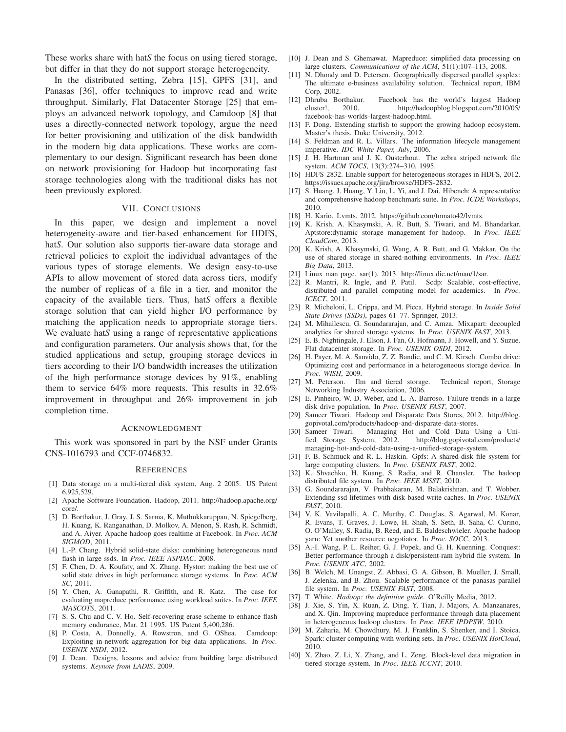These works share with hat*S* the focus on using tiered storage, but differ in that they do not support storage heterogeneity.

In the distributed setting, Zebra [15], GPFS [31], and Panasas [36], offer techniques to improve read and write throughput. Similarly, Flat Datacenter Storage [25] that employs an advanced network topology, and Camdoop [8] that uses a directly-connected network topology, argue the need for better provisioning and utilization of the disk bandwidth in the modern big data applications. These works are complementary to our design. Significant research has been done on network provisioning for Hadoop but incorporating fast storage technologies along with the traditional disks has not been previously explored.

## VII. Conclusions

In this paper, we design and implement a novel heterogeneity-aware and tier-based enhancement for HDFS, hat*S*. Our solution also supports tier-aware data storage and retrieval policies to exploit the individual advantages of the various types of storage elements. We design easy-to-use APIs to allow movement of stored data across tiers, modify the number of replicas of a file in a tier, and monitor the capacity of the available tiers. Thus, hat*S* offers a flexible storage solution that can yield higher I/O performance by matching the application needs to appropriate storage tiers. We evaluate hat*S* using a range of representative applications and configuration parameters. Our analysis shows that, for the studied applications and setup, grouping storage devices in tiers according to their I/O bandwidth increases the utilization of the high performance storage devices by 91%, enabling them to service 64% more requests. This results in 32.6% improvement in throughput and 26% improvement in job completion time.

## Acknowledgment

This work was sponsored in part by the NSF under Grants CNS-1016793 and CCF-0746832.

## References

[1] Data storage on a multi-tiered disk system, Aug. 2 2005. US Patent 6,925,529.

[2] Apache Software Foundation. Hadoop, 2011. http://hadoop.apache.org/core/.

[3] D. Borthakur, J. Gray, J. S. Sarma, K. Muthukkaruppan, N. Spiegelberg, H. Kuang, K. Ranganathan, D. Molkov, A. Menon, S. Rash, R. Schmidt, and A. Aiyer. Apache hadoop goes realtime at Facebook. In *Proc. ACM SIGMOD*, 2011.

[4] L.-P. Chang. Hybrid solid-state disks: combining heterogeneous nand flash in large ssds. In *Proc. IEEE ASPDAC*, 2008.

[5] F. Chen, D. A. Koufaty, and X. Zhang. Hystor: making the best use of solid state drives in high performance storage systems. In *Proc. ACM SC*, 2011.

[6] Y. Chen, A. Ganapathi, R. Griffith, and R. Katz. The case for evaluating mapreduce performance using workload suites. In *Proc. IEEE MASCOTS*, 2011.

[7] S. S. Chu and C. V. Ho. Self-recovering erase scheme to enhance flash memory endurance, Mar. 21 1995. US Patent 5,400,286.

[8] P. Costa, A. Donnelly, A. Rowstron, and G. OShea. Camdoop: Exploiting in-network aggregation for big data applications. In *Proc. USENIX NSDI*, 2012.

[9] J. Dean. Designs, lessons and advice from building large distributed systems. *Keynote from LADIS*, 2009.

[10] J. Dean and S. Ghemawat. Mapreduce: simplified data processing on large clusters. *Communications of the ACM*, 51(1):107–113, 2008.

[11] N. Dhondy and D. Petersen. Geographically dispersed parallel sysplex: The ultimate e-business availability solution. Technical report, IBM Corp, 2002.

[12] Dhruba Borthakur. Facebook has the world's largest Hadoop cluster!, 2010. http://hadoopblog.blogspot.com/2010/05/facebook-has-worlds-largest-hadoop.html.

[13] F. Dong. Extending starfish to support the growing hadoop ecosystem. Master's thesis, Duke University, 2012.

[14] S. Feldman and R. L. Villars. The information lifecycle management imperative. *IDC White Paper, July*, 2006.

[15] J. H. Hartman and J. K. Ousterhout. The zebra striped network file system. *ACM TOCS*, 13(3):274–310, 1995.

[16] HDFS-2832. Enable support for heterogeneous storages in HDFS, 2012. https://issues.apache.org/jira/browse/HDFS-2832.

[17] S. Huang, J. Huang, Y. Liu, L. Yi, and J. Dai. Hibench: A representative and comprehensive hadoop benchmark suite. In *Proc. ICDE Workshops*, 2010.

[18] H. Kario. Lvmts, 2012. https://github.com/tomato42/lvmts.

[19] K. Krish, A. Khasymski, A. R. Butt, S. Tiwari, and M. Bhandarkar. Aptstore:dynamic storage management for hadoop. In *Proc. IEEE CloudCom*, 2013.

[20] K. Krish, A. Khasymski, G. Wang, A. R. Butt, and G. Makkar. On the use of shared storage in shared-nothing environments. In *Proc. IEEE Big Data*, 2013.

[21] Linux man page. sar(1), 2013. http://linux.die.net/man/1/sar.

[22] R. Mantri, R. Ingle, and P. Patil. Scdp: Scalable, cost-effective, distributed and parallel computing model for academics. In *Proc. ICECT*, 2011.

[23] R. Micheloni, L. Crippa, and M. Picca. Hybrid storage. In *Inside Solid State Drives (SSDs)*, pages 61–77. Springer, 2013.

[24] M. Mihailescu, G. Soundararajan, and C. Amza. Mixapart: decoupled analytics for shared storage systems. In *Proc. USENIX FAST*, 2013.

[25] E. B. Nightingale, J. Elson, J. Fan, O. Hofmann, J. Howell, and Y. Suzue. Flat datacenter storage. In *Proc. USENIX OSDI*, 2012.

[26] H. Payer, M. A. Sanvido, Z. Z. Bandic, and C. M. Kirsch. Combo drive: Optimizing cost and performance in a heterogeneous storage device. In *Proc. WISH*, 2009.

[27] M. Peterson. Ilm and tiered storage. Technical report, Storage Networking Industry Association, 2006.

[28] E. Pinheiro, W.-D. Weber, and L. A. Barroso. Failure trends in a large disk drive population. In *Proc. USENIX FAST*, 2007.

[29] Sameer Tiwari. Hadoop and Disparate Data Stores, 2012. http://blog.gopivotal.com/products/hadoop-and-disparate-data-stores.

[30] Sameer Tiwari. Managing Hot and Cold Data Using a Unified Storage System, 2012. http://blog.gopivotal.com/products/managing-hot-and-cold-data-using-a-unified-storage-system.

[31] F. B. Schmuck and R. L. Haskin. Gpfs: A shared-disk file system for large computing clusters. In *Proc. USENIX FAST*, 2002.

[32] K. Shvachko, H. Kuang, S. Radia, and R. Chansler. The hadoop distributed file system. In *Proc. IEEE MSST*, 2010.

[33] G. Soundararajan, V. Prabhakaran, M. Balakrishnan, and T. Wobber. Extending ssd lifetimes with disk-based write caches. In *Proc. USENIX FAST*, 2010.

[34] V. K. Vavilapalli, A. C. Murthy, C. Douglas, S. Agarwal, M. Konar, R. Evans, T. Graves, J. Lowe, H. Shah, S. Seth, B. Saha, C. Curino, O. O'Malley, S. Radia, B. Reed, and E. Baldeschwieler. Apache hadoop yarn: Yet another resource negotiator. In *Proc. SOCC*, 2013.

[35] A.-I. Wang, P. L. Reiher, G. J. Popek, and G. H. Kuenning. Conquest: Better performance through a disk/persistent-ram hybrid file system. In *Proc. USENIX ATC*, 2002.

[36] B. Welch, M. Unangst, Z. Abbasi, G. A. Gibson, B. Mueller, J. Small, J. Zelenka, and B. Zhou. Scalable performance of the panasas parallel file system. In *Proc. USENIX FAST*, 2008.

[37] T. White. *Hadoop: the definitive guide*. O'Reilly Media, 2012.

[38] J. Xie, S. Yin, X. Ruan, Z. Ding, Y. Tian, J. Majors, A. Manzanares, and X. Qin. Improving mapreduce performance through data placement in heterogeneous hadoop clusters. In *Proc. IEEE IPDPSW*, 2010.

[39] M. Zaharia, M. Chowdhury, M. J. Franklin, S. Shenker, and I. Stoica. Spark: cluster computing with working sets. In *Proc. USENIX HotCloud*, 2010.

[40] X. Zhao, Z. Li, X. Zhang, and L. Zeng. Block-level data migration in tiered storage system. In *Proc. IEEE ICCNT*, 2010.